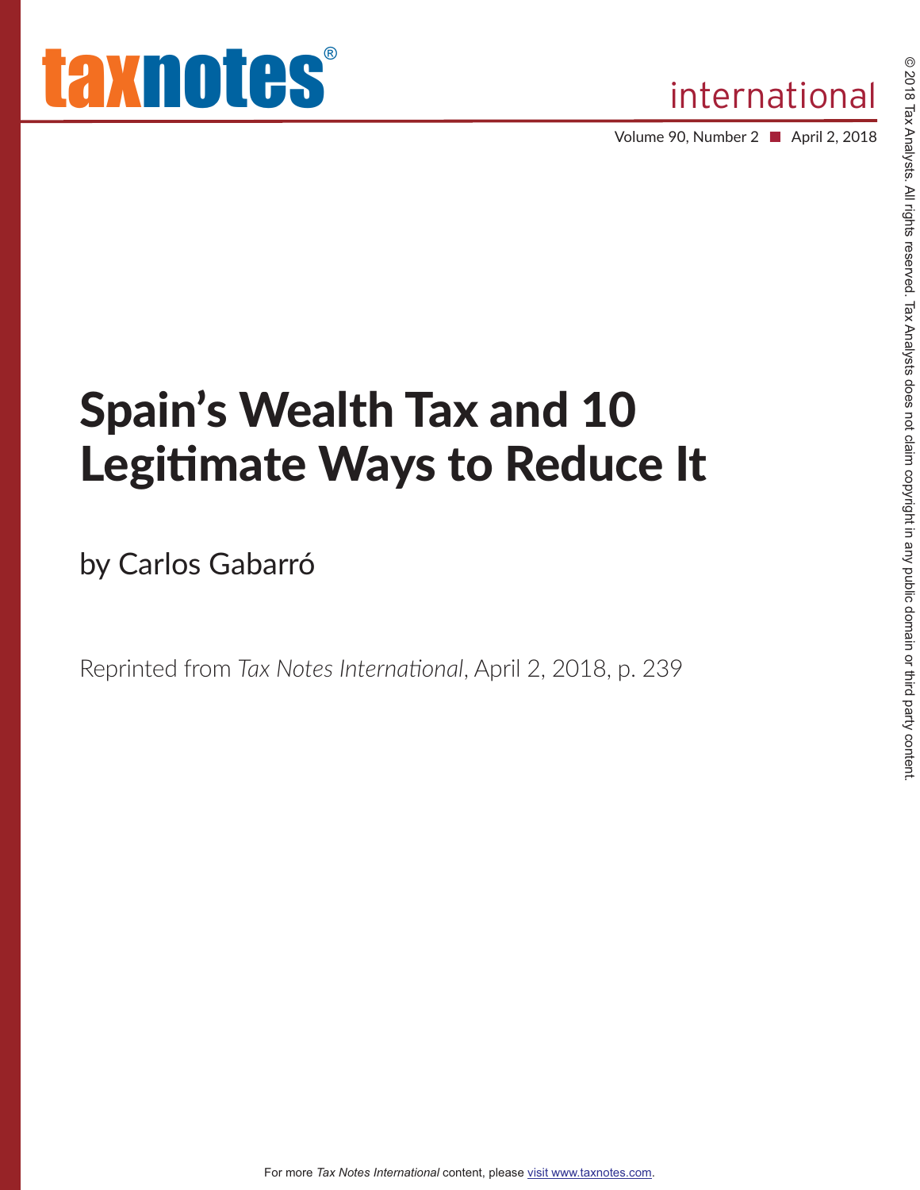# Spain's Wealth Tax and 10 Legitimate Ways to Reduce It

by Carlos Gabarró

Reprinted from *Tax Notes International*, April 2, 2018, p. 239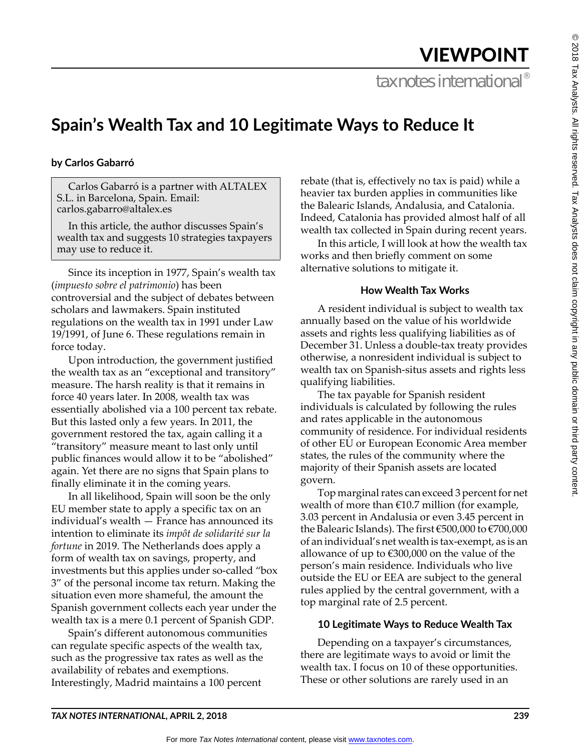# Spain's Wealth Tax and 10 Legitimate Ways to Reduce It

**by Carlos Gabarró**

> Carlos Gabarró is a partner with ALTALEX S.L. in Barcelona, Spain. Email: carlos.gabarro@altalex.es
>
> In this article, the author discusses Spain's wealth tax and suggests 10 strategies taxpayers may use to reduce it.

Since its inception in 1977, Spain's wealth tax (*impuesto sobre el patrimonio*) has been controversial and the subject of debates between scholars and lawmakers. Spain instituted regulations on the wealth tax in 1991 under Law 19/1991, of June 6. These regulations remain in force today.

Upon introduction, the government justified the wealth tax as an "exceptional and transitory" measure. The harsh reality is that it remains in force 40 years later. In 2008, wealth tax was essentially abolished via a 100 percent tax rebate. But this lasted only a few years. In 2011, the government restored the tax, again calling it a "transitory" measure meant to last only until public finances would allow it to be "abolished" again. Yet there are no signs that Spain plans to finally eliminate it in the coming years.

In all likelihood, Spain will soon be the only EU member state to apply a specific tax on an individual's wealth — France has announced its intention to eliminate its *impôt de solidarité sur la fortune* in 2019. The Netherlands does apply a form of wealth tax on savings, property, and investments but this applies under so-called "box 3" of the personal income tax return. Making the situation even more shameful, the amount the Spanish government collects each year under the wealth tax is a mere 0.1 percent of Spanish GDP.

Spain's different autonomous communities can regulate specific aspects of the wealth tax, such as the progressive tax rates as well as the availability of rebates and exemptions. Interestingly, Madrid maintains a 100 percent rebate (that is, effectively no tax is paid) while a heavier tax burden applies in communities like the Balearic Islands, Andalusia, and Catalonia. Indeed, Catalonia has provided almost half of all wealth tax collected in Spain during recent years.

In this article, I will look at how the wealth tax works and then briefly comment on some alternative solutions to mitigate it.

## How Wealth Tax Works

A resident individual is subject to wealth tax annually based on the value of his worldwide assets and rights less qualifying liabilities as of December 31. Unless a double-tax treaty provides otherwise, a nonresident individual is subject to wealth tax on Spanish-situs assets and rights less qualifying liabilities.

The tax payable for Spanish resident individuals is calculated by following the rules and rates applicable in the autonomous community of residence. For individual residents of other EU or European Economic Area member states, the rules of the community where the majority of their Spanish assets are located govern.

Top marginal rates can exceed 3 percent for net wealth of more than €10.7 million (for example, 3.03 percent in Andalusia or even 3.45 percent in the Balearic Islands). The first €500,000 to €700,000 of an individual's net wealth is tax-exempt, as is an allowance of up to €300,000 on the value of the person's main residence. Individuals who live outside the EU or EEA are subject to the general rules applied by the central government, with a top marginal rate of 2.5 percent.

## 10 Legitimate Ways to Reduce Wealth Tax

Depending on a taxpayer's circumstances, there are legitimate ways to avoid or limit the wealth tax. I focus on 10 of these opportunities. These or other solutions are rarely used in an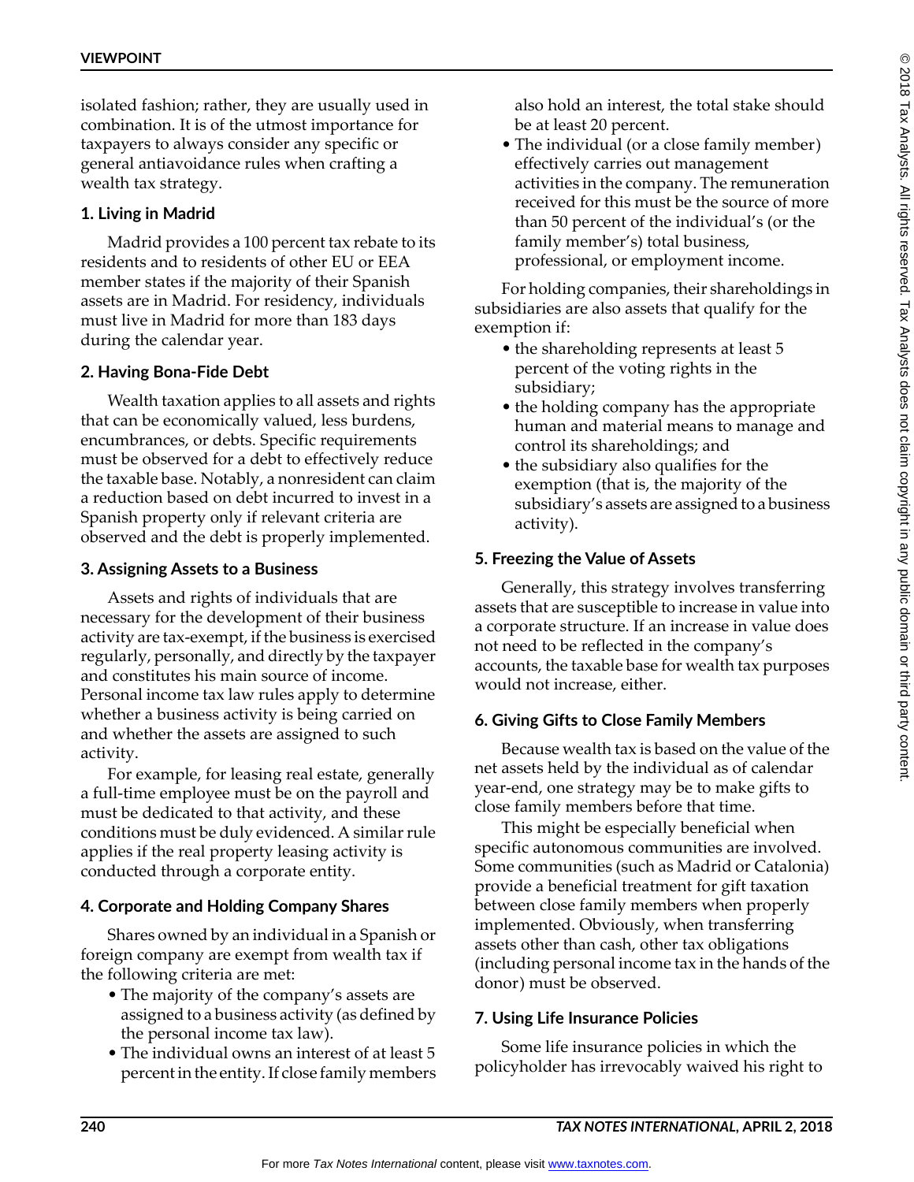isolated fashion; rather, they are usually used in combination. It is of the utmost importance for taxpayers to always consider any specific or general antiavoidance rules when crafting a wealth tax strategy.

### 1. Living in Madrid

Madrid provides a 100 percent tax rebate to its residents and to residents of other EU or EEA member states if the majority of their Spanish assets are in Madrid. For residency, individuals must live in Madrid for more than 183 days during the calendar year.

### 2. Having Bona-Fide Debt

Wealth taxation applies to all assets and rights that can be economically valued, less burdens, encumbrances, or debts. Specific requirements must be observed for a debt to effectively reduce the taxable base. Notably, a nonresident can claim a reduction based on debt incurred to invest in a Spanish property only if relevant criteria are observed and the debt is properly implemented.

### 3. Assigning Assets to a Business

Assets and rights of individuals that are necessary for the development of their business activity are tax-exempt, if the business is exercised regularly, personally, and directly by the taxpayer and constitutes his main source of income. Personal income tax law rules apply to determine whether a business activity is being carried on and whether the assets are assigned to such activity.

For example, for leasing real estate, generally a full-time employee must be on the payroll and must be dedicated to that activity, and these conditions must be duly evidenced. A similar rule applies if the real property leasing activity is conducted through a corporate entity.

### 4. Corporate and Holding Company Shares

Shares owned by an individual in a Spanish or foreign company are exempt from wealth tax if the following criteria are met:

- The majority of the company's assets are assigned to a business activity (as defined by the personal income tax law).
- The individual owns an interest of at least 5 percent in the entity. If close family members also hold an interest, the total stake should be at least 20 percent.
- The individual (or a close family member) effectively carries out management activities in the company. The remuneration received for this must be the source of more than 50 percent of the individual's (or the family member's) total business, professional, or employment income.

For holding companies, their shareholdings in subsidiaries are also assets that qualify for the exemption if:

- the shareholding represents at least 5 percent of the voting rights in the subsidiary;
- the holding company has the appropriate human and material means to manage and control its shareholdings; and
- the subsidiary also qualifies for the exemption (that is, the majority of the subsidiary's assets are assigned to a business activity).

### 5. Freezing the Value of Assets

Generally, this strategy involves transferring assets that are susceptible to increase in value into a corporate structure. If an increase in value does not need to be reflected in the company's accounts, the taxable base for wealth tax purposes would not increase, either.

### 6. Giving Gifts to Close Family Members

Because wealth tax is based on the value of the net assets held by the individual as of calendar year-end, one strategy may be to make gifts to close family members before that time.

This might be especially beneficial when specific autonomous communities are involved. Some communities (such as Madrid or Catalonia) provide a beneficial treatment for gift taxation between close family members when properly implemented. Obviously, when transferring assets other than cash, other tax obligations (including personal income tax in the hands of the donor) must be observed.

### 7. Using Life Insurance Policies

Some life insurance policies in which the policyholder has irrevocably waived his right to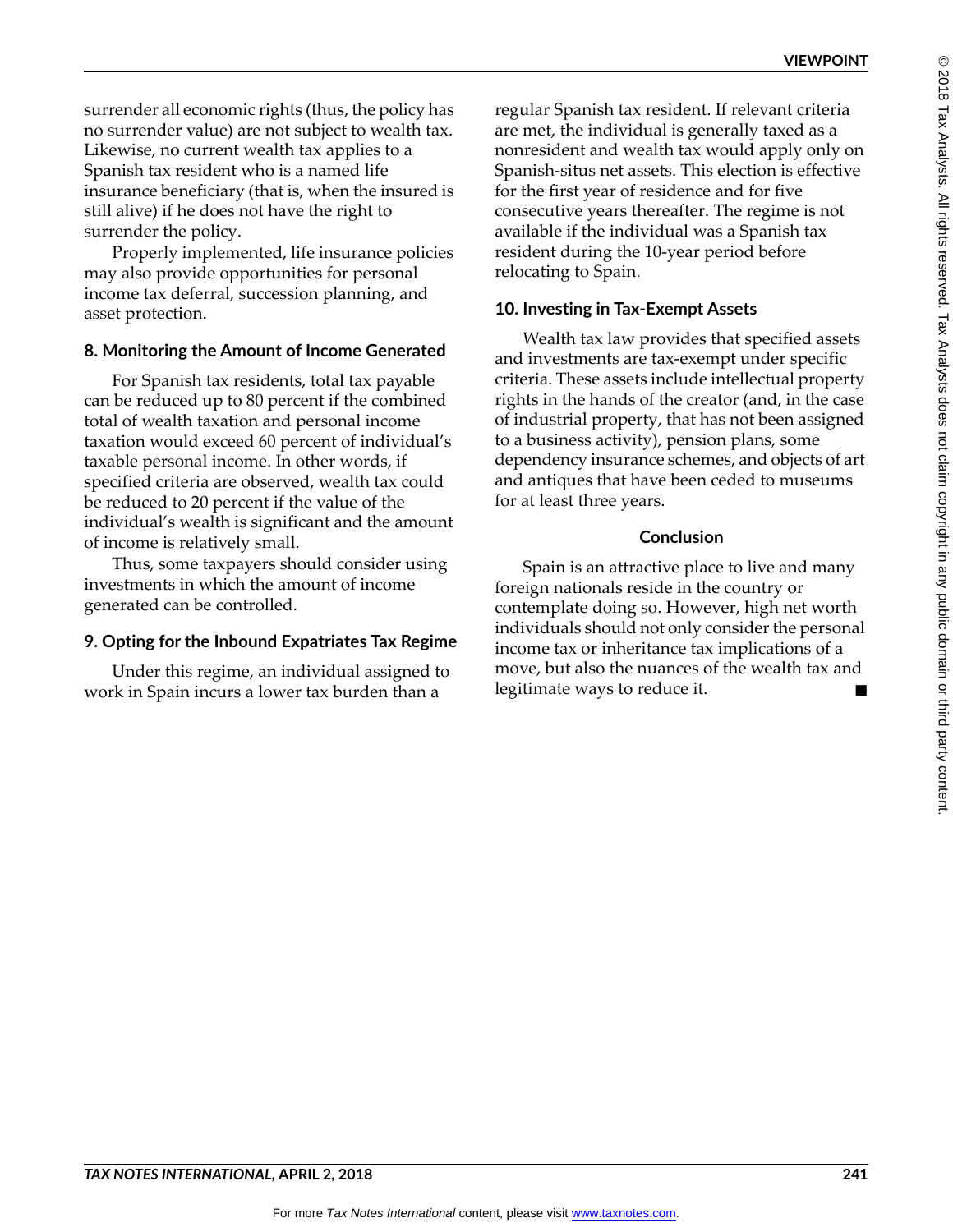surrender all economic rights (thus, the policy has no surrender value) are not subject to wealth tax. Likewise, no current wealth tax applies to a Spanish tax resident who is a named life insurance beneficiary (that is, when the insured is still alive) if he does not have the right to surrender the policy.

Properly implemented, life insurance policies may also provide opportunities for personal income tax deferral, succession planning, and asset protection.

### 8. Monitoring the Amount of Income Generated

For Spanish tax residents, total tax payable can be reduced up to 80 percent if the combined total of wealth taxation and personal income taxation would exceed 60 percent of individual's taxable personal income. In other words, if specified criteria are observed, wealth tax could be reduced to 20 percent if the value of the individual's wealth is significant and the amount of income is relatively small.

Thus, some taxpayers should consider using investments in which the amount of income generated can be controlled.

### 9. Opting for the Inbound Expatriates Tax Regime

Under this regime, an individual assigned to work in Spain incurs a lower tax burden than a regular Spanish tax resident. If relevant criteria are met, the individual is generally taxed as a nonresident and wealth tax would apply only on Spanish-situs net assets. This election is effective for the first year of residence and for five consecutive years thereafter. The regime is not available if the individual was a Spanish tax resident during the 10-year period before relocating to Spain.

### 10. Investing in Tax-Exempt Assets

Wealth tax law provides that specified assets and investments are tax-exempt under specific criteria. These assets include intellectual property rights in the hands of the creator (and, in the case of industrial property, that has not been assigned to a business activity), pension plans, some dependency insurance schemes, and objects of art and antiques that have been ceded to museums for at least three years.

## Conclusion

Spain is an attractive place to live and many foreign nationals reside in the country or contemplate doing so. However, high net worth individuals should not only consider the personal income tax or inheritance tax implications of a move, but also the nuances of the wealth tax and legitimate ways to reduce it. ■